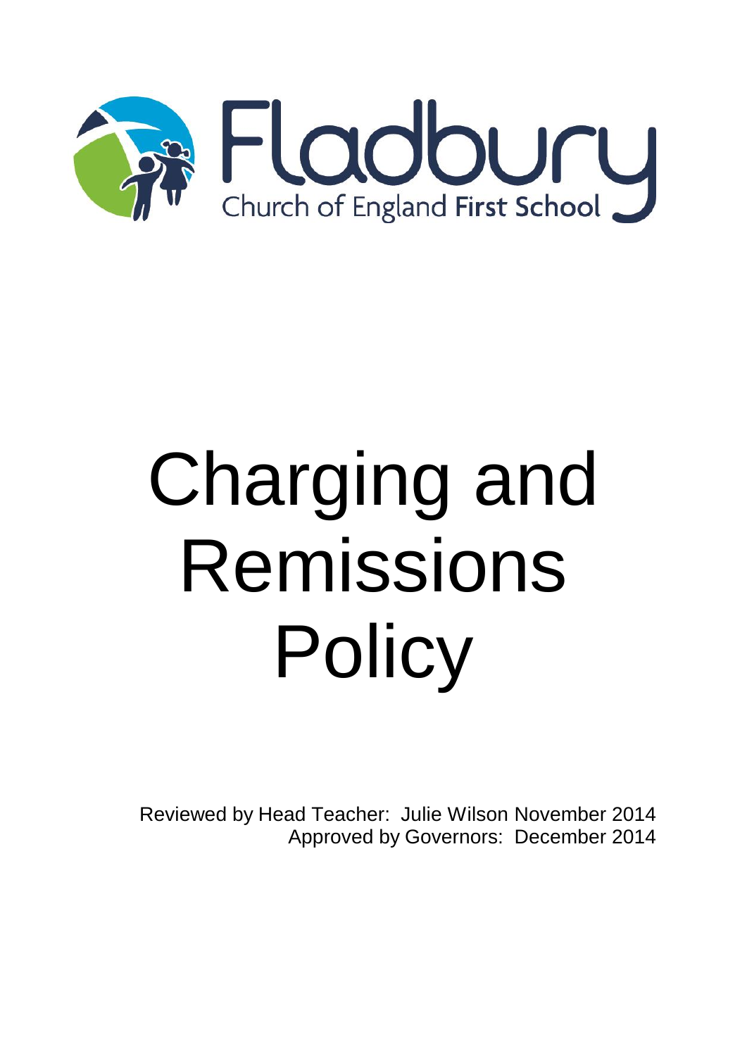Fladbury
Church of England First School

# Charging and Remissions Policy

Reviewed by Head Teacher: Julie Wilson November 2014
Approved by Governors: December 2014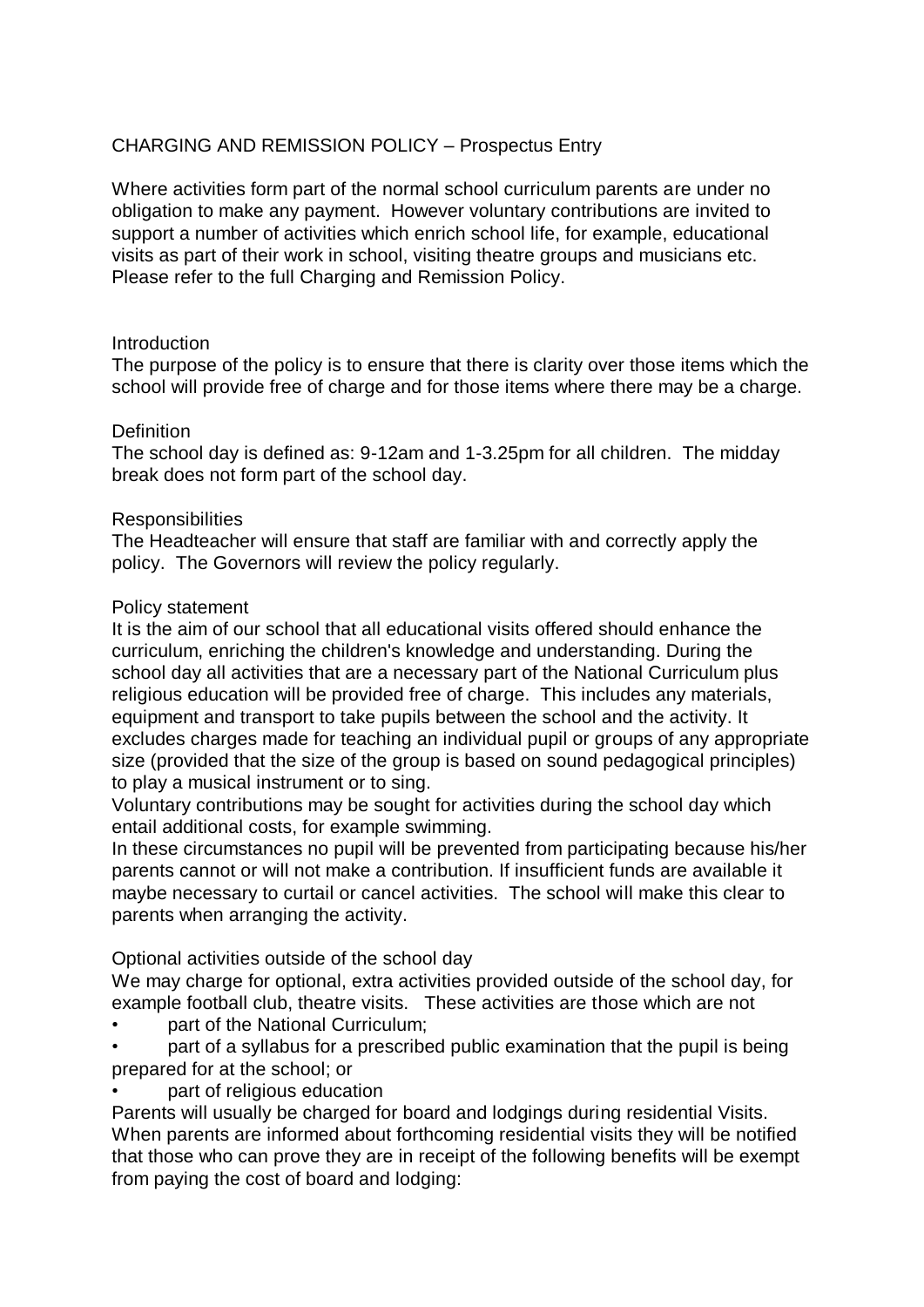CHARGING AND REMISSION POLICY – Prospectus Entry

Where activities form part of the normal school curriculum parents are under no obligation to make any payment. However voluntary contributions are invited to support a number of activities which enrich school life, for example, educational visits as part of their work in school, visiting theatre groups and musicians etc. Please refer to the full Charging and Remission Policy.

Introduction

The purpose of the policy is to ensure that there is clarity over those items which the school will provide free of charge and for those items where there may be a charge.

Definition

The school day is defined as: 9-12am and 1-3.25pm for all children. The midday break does not form part of the school day.

Responsibilities

The Headteacher will ensure that staff are familiar with and correctly apply the policy. The Governors will review the policy regularly.

Policy statement

It is the aim of our school that all educational visits offered should enhance the curriculum, enriching the children's knowledge and understanding. During the school day all activities that are a necessary part of the National Curriculum plus religious education will be provided free of charge. This includes any materials, equipment and transport to take pupils between the school and the activity. It excludes charges made for teaching an individual pupil or groups of any appropriate size (provided that the size of the group is based on sound pedagogical principles) to play a musical instrument or to sing.

Voluntary contributions may be sought for activities during the school day which entail additional costs, for example swimming.

In these circumstances no pupil will be prevented from participating because his/her parents cannot or will not make a contribution. If insufficient funds are available it maybe necessary to curtail or cancel activities. The school will make this clear to parents when arranging the activity.

Optional activities outside of the school day

We may charge for optional, extra activities provided outside of the school day, for example football club, theatre visits. These activities are those which are not

- part of the National Curriculum;
- part of a syllabus for a prescribed public examination that the pupil is being prepared for at the school; or
- part of religious education

Parents will usually be charged for board and lodgings during residential Visits. When parents are informed about forthcoming residential visits they will be notified that those who can prove they are in receipt of the following benefits will be exempt from paying the cost of board and lodging: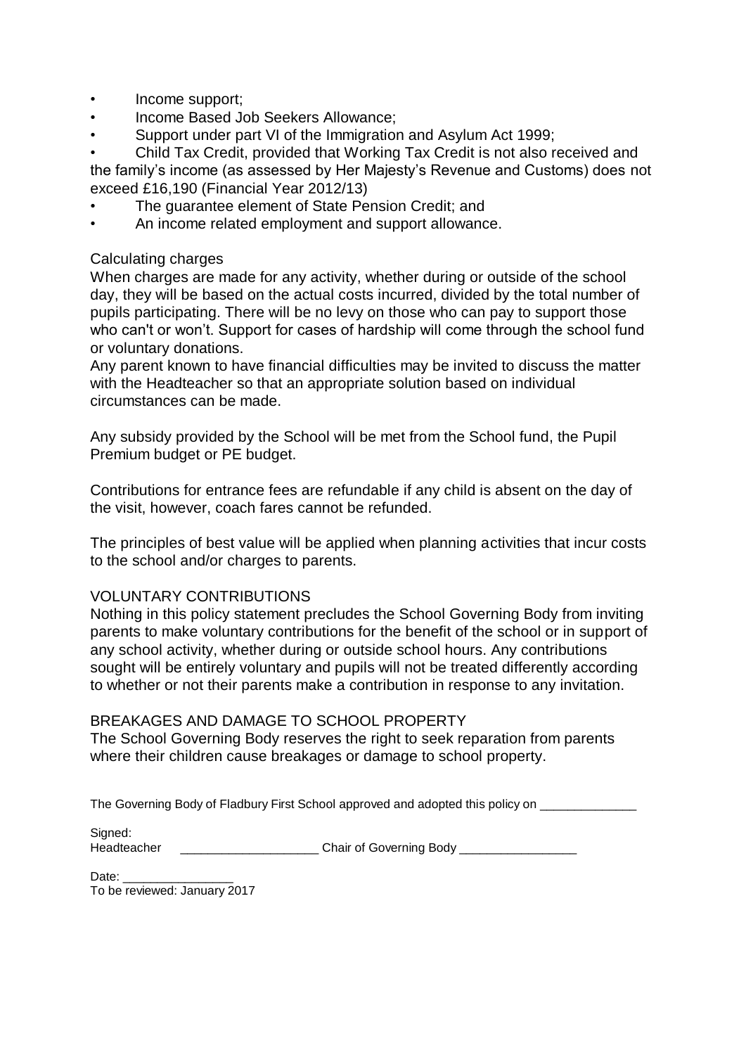- Income support;
- Income Based Job Seekers Allowance;
- Support under part VI of the Immigration and Asylum Act 1999;
- Child Tax Credit, provided that Working Tax Credit is not also received and the family's income (as assessed by Her Majesty's Revenue and Customs) does not exceed £16,190 (Financial Year 2012/13)
- The guarantee element of State Pension Credit; and
- An income related employment and support allowance.

Calculating charges

When charges are made for any activity, whether during or outside of the school day, they will be based on the actual costs incurred, divided by the total number of pupils participating. There will be no levy on those who can pay to support those who can't or won't. Support for cases of hardship will come through the school fund or voluntary donations.

Any parent known to have financial difficulties may be invited to discuss the matter with the Headteacher so that an appropriate solution based on individual circumstances can be made.

Any subsidy provided by the School will be met from the School fund, the Pupil Premium budget or PE budget.

Contributions for entrance fees are refundable if any child is absent on the day of the visit, however, coach fares cannot be refunded.

The principles of best value will be applied when planning activities that incur costs to the school and/or charges to parents.

## VOLUNTARY CONTRIBUTIONS

Nothing in this policy statement precludes the School Governing Body from inviting parents to make voluntary contributions for the benefit of the school or in support of any school activity, whether during or outside school hours. Any contributions sought will be entirely voluntary and pupils will not be treated differently according to whether or not their parents make a contribution in response to any invitation.

## BREAKAGES AND DAMAGE TO SCHOOL PROPERTY

The School Governing Body reserves the right to seek reparation from parents where their children cause breakages or damage to school property.

The Governing Body of Fladbury First School approved and adopted this policy on ______________

Signed:

Headteacher ____________________ Chair of Governing Body _________________

Date: ________________

To be reviewed: January 2017